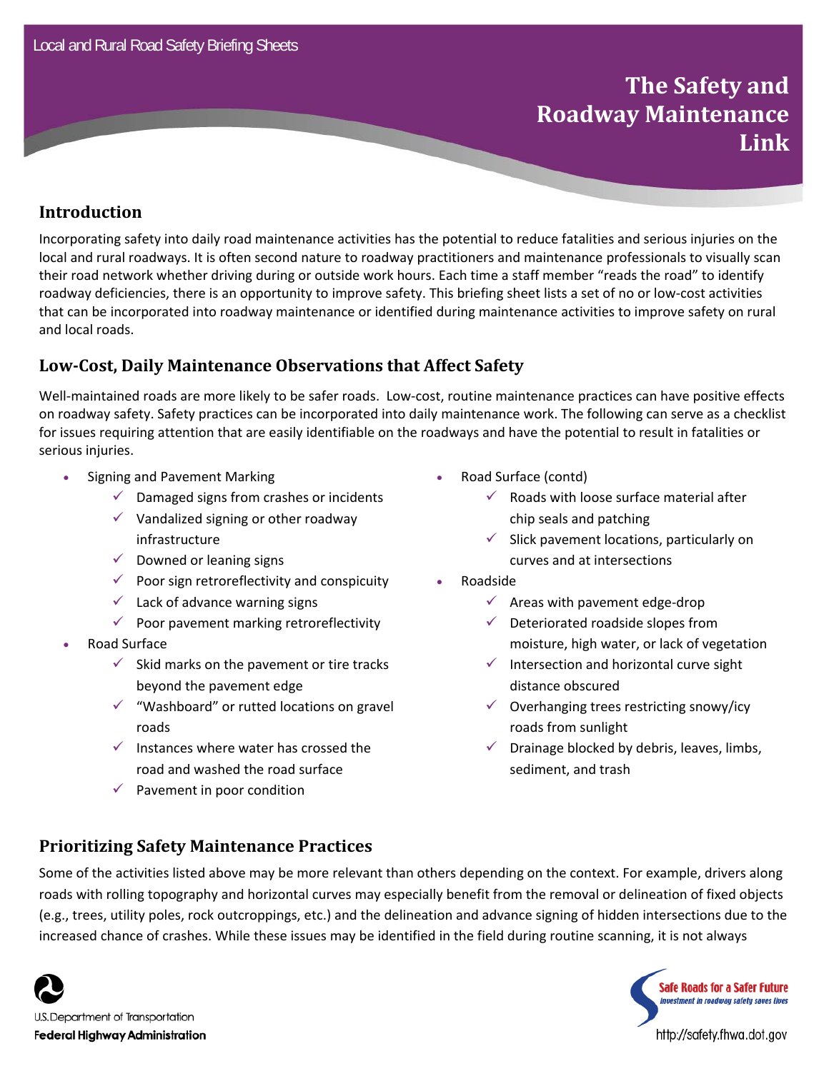Local and Rural Road Safety Briefing Sheets

# The Safety and Roadway Maintenance Link

## Introduction

Incorporating safety into daily road maintenance activities has the potential to reduce fatalities and serious injuries on the local and rural roadways. It is often second nature to roadway practitioners and maintenance professionals to visually scan their road network whether driving during or outside work hours. Each time a staff member "reads the road" to identify roadway deficiencies, there is an opportunity to improve safety. This briefing sheet lists a set of no or low-cost activities that can be incorporated into roadway maintenance or identified during maintenance activities to improve safety on rural and local roads.

## Low-Cost, Daily Maintenance Observations that Affect Safety

Well-maintained roads are more likely to be safer roads. Low-cost, routine maintenance practices can have positive effects on roadway safety. Safety practices can be incorporated into daily maintenance work. The following can serve as a checklist for issues requiring attention that are easily identifiable on the roadways and have the potential to result in fatalities or serious injuries.

- Signing and Pavement Marking
  - ✓ Damaged signs from crashes or incidents
  - ✓ Vandalized signing or other roadway infrastructure
  - ✓ Downed or leaning signs
  - ✓ Poor sign retroreflectivity and conspicuity
  - ✓ Lack of advance warning signs
  - ✓ Poor pavement marking retroreflectivity
- Road Surface
  - ✓ Skid marks on the pavement or tire tracks beyond the pavement edge
  - ✓ "Washboard" or rutted locations on gravel roads
  - ✓ Instances where water has crossed the road and washed the road surface
  - ✓ Pavement in poor condition
- Road Surface (contd)
  - ✓ Roads with loose surface material after chip seals and patching
  - ✓ Slick pavement locations, particularly on curves and at intersections
- Roadside
  - ✓ Areas with pavement edge-drop
  - ✓ Deteriorated roadside slopes from moisture, high water, or lack of vegetation
  - ✓ Intersection and horizontal curve sight distance obscured
  - ✓ Overhanging trees restricting snowy/icy roads from sunlight
  - ✓ Drainage blocked by debris, leaves, limbs, sediment, and trash

## Prioritizing Safety Maintenance Practices

Some of the activities listed above may be more relevant than others depending on the context. For example, drivers along roads with rolling topography and horizontal curves may especially benefit from the removal or delineation of fixed objects (e.g., trees, utility poles, rock outcroppings, etc.) and the delineation and advance signing of hidden intersections due to the increased chance of crashes. While these issues may be identified in the field during routine scanning, it is not always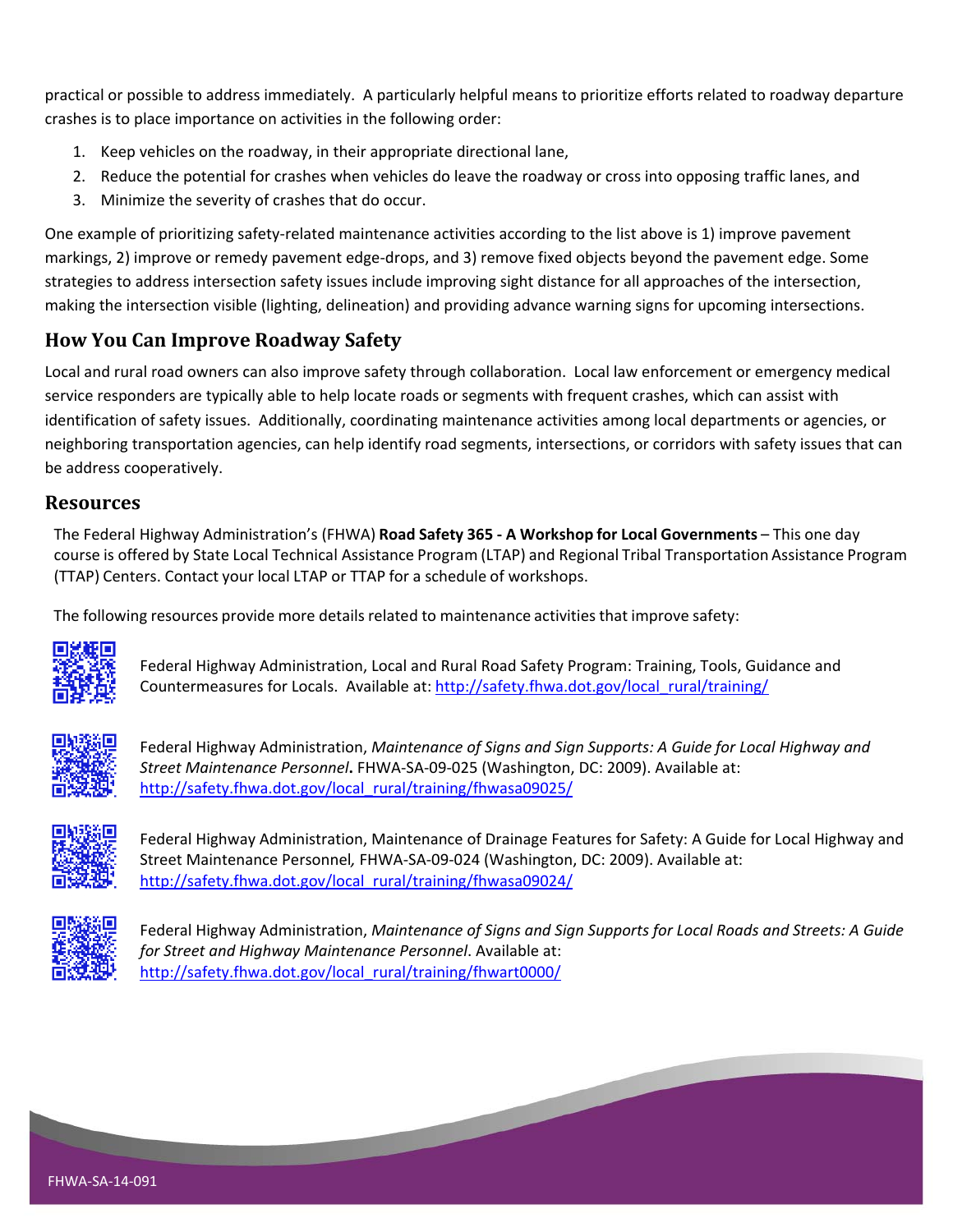practical or possible to address immediately. A particularly helpful means to prioritize efforts related to roadway departure crashes is to place importance on activities in the following order:

1. Keep vehicles on the roadway, in their appropriate directional lane,
2. Reduce the potential for crashes when vehicles do leave the roadway or cross into opposing traffic lanes, and
3. Minimize the severity of crashes that do occur.

One example of prioritizing safety-related maintenance activities according to the list above is 1) improve pavement markings, 2) improve or remedy pavement edge-drops, and 3) remove fixed objects beyond the pavement edge. Some strategies to address intersection safety issues include improving sight distance for all approaches of the intersection, making the intersection visible (lighting, delineation) and providing advance warning signs for upcoming intersections.

## How You Can Improve Roadway Safety

Local and rural road owners can also improve safety through collaboration. Local law enforcement or emergency medical service responders are typically able to help locate roads or segments with frequent crashes, which can assist with identification of safety issues. Additionally, coordinating maintenance activities among local departments or agencies, or neighboring transportation agencies, can help identify road segments, intersections, or corridors with safety issues that can be address cooperatively.

## Resources

The Federal Highway Administration's (FHWA) **Road Safety 365 - A Workshop for Local Governments** – This one day course is offered by State Local Technical Assistance Program (LTAP) and Regional Tribal Transportation Assistance Program (TTAP) Centers. Contact your local LTAP or TTAP for a schedule of workshops.

The following resources provide more details related to maintenance activities that improve safety:

Federal Highway Administration, Local and Rural Road Safety Program: Training, Tools, Guidance and Countermeasures for Locals. Available at: http://safety.fhwa.dot.gov/local_rural/training/

Federal Highway Administration, *Maintenance of Signs and Sign Supports: A Guide for Local Highway and Street Maintenance Personnel*. FHWA-SA-09-025 (Washington, DC: 2009). Available at: http://safety.fhwa.dot.gov/local_rural/training/fhwasa09025/

Federal Highway Administration, Maintenance of Drainage Features for Safety: A Guide for Local Highway and Street Maintenance Personnel, FHWA-SA-09-024 (Washington, DC: 2009). Available at: http://safety.fhwa.dot.gov/local_rural/training/fhwasa09024/

Federal Highway Administration, *Maintenance of Signs and Sign Supports for Local Roads and Streets: A Guide for Street and Highway Maintenance Personnel*. Available at: http://safety.fhwa.dot.gov/local_rural/training/fhwart0000/

FHWA-SA-14-091